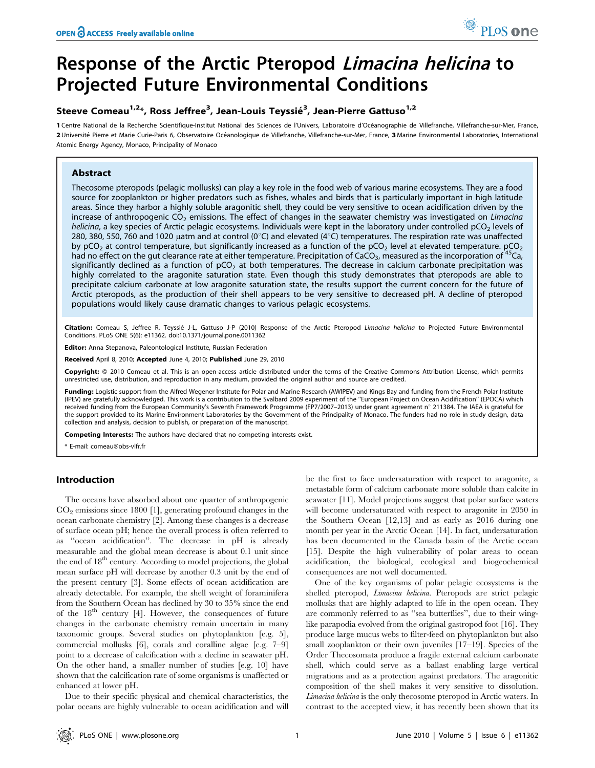# Response of the Arctic Pteropod *Limacina helicina* to Projected Future Environmental Conditions

**Steeve Comeau[1,2]*, Ross Jeffree[3], Jean-Louis Teyssié[3], Jean-Pierre Gattuso[1,2]**

1 Centre National de la Recherche Scientifique-Institut National des Sciences de l'Univers, Laboratoire d'Océanographie de Villefranche, Villefranche-sur-Mer, France, 2 Université Pierre et Marie Curie-Paris 6, Observatoire Océanologique de Villefranche, Villefranche-sur-Mer, France, 3 Marine Environmental Laboratories, International Atomic Energy Agency, Monaco, Principality of Monaco

## Abstract

Thecosome pteropods (pelagic mollusks) can play a key role in the food web of various marine ecosystems. They are a food source for zooplankton or higher predators such as fishes, whales and birds that is particularly important in high latitude areas. Since they harbor a highly soluble aragonitic shell, they could be very sensitive to ocean acidification driven by the increase of anthropogenic $CO_2$ emissions. The effect of changes in the seawater chemistry was investigated on *Limacina helicina*, a key species of Arctic pelagic ecosystems. Individuals were kept in the laboratory under controlled $pCO_2$ levels of 280, 380, 550, 760 and 1020 µatm and at control (0°C) and elevated (4°C) temperatures. The respiration rate was unaffected by $pCO_2$ at control temperature, but significantly increased as a function of the $pCO_2$ level at elevated temperature. $pCO_2$ had no effect on the gut clearance rate at either temperature. Precipitation of $CaCO_3$, measured as the incorporation of $^{45}Ca$, significantly declined as a function of $pCO_2$ at both temperatures. The decrease in calcium carbonate precipitation was highly correlated to the aragonite saturation state. Even though this study demonstrates that pteropods are able to precipitate calcium carbonate at low aragonite saturation state, the results support the current concern for the future of Arctic pteropods, as the production of their shell appears to be very sensitive to decreased pH. A decline of pteropod populations would likely cause dramatic changes to various pelagic ecosystems.

**Citation:** Comeau S, Jeffree R, Teyssié J-L, Gattuso J-P (2010) Response of the Arctic Pteropod *Limacina helicina* to Projected Future Environmental Conditions. PLoS ONE 5(6): e11362. doi:10.1371/journal.pone.0011362

**Editor:** Anna Stepanova, Paleontological Institute, Russian Federation

**Received** April 8, 2010; **Accepted** June 4, 2010; **Published** June 29, 2010

**Copyright:** © 2010 Comeau et al. This is an open-access article distributed under the terms of the Creative Commons Attribution License, which permits unrestricted use, distribution, and reproduction in any medium, provided the original author and source are credited.

**Funding:** Logistic support from the Alfred Wegener Institute for Polar and Marine Research (AWIPEV) and Kings Bay and funding from the French Polar Institute (IPEV) are gratefully acknowledged. This work is a contribution to the Svalbard 2009 experiment of the "European Project on Ocean Acidification" (EPOCA) which received funding from the European Community's Seventh Framework Programme (FP7/2007–2013) under grant agreement n° 211384. The IAEA is grateful for the support provided to its Marine Environment Laboratories by the Government of the Principality of Monaco. The funders had no role in study design, data collection and analysis, decision to publish, or preparation of the manuscript.

**Competing Interests:** The authors have declared that no competing interests exist.

\* E-mail: comeau@obs-vlfr.fr

## Introduction

The oceans have absorbed about one quarter of anthropogenic $CO_2$ emissions since 1800 [1], generating profound changes in the ocean carbonate chemistry [2]. Among these changes is a decrease of surface ocean pH; hence the overall process is often referred to as "ocean acidification". The decrease in pH is already measurable and the global mean decrease is about 0.1 unit since the end of $18^{th}$ century. According to model projections, the global mean surface pH will decrease by another 0.3 unit by the end of the present century [3]. Some effects of ocean acidification are already detectable. For example, the shell weight of foraminifera from the Southern Ocean has declined by 30 to 35% since the end of the $18^{th}$ century [4]. However, the consequences of future changes in the carbonate chemistry remain uncertain in many taxonomic groups. Several studies on phytoplankton [e.g. 5], commercial mollusks [6], corals and coralline algae [e.g. 7–9] point to a decrease of calcification with a decline in seawater pH. On the other hand, a smaller number of studies [e.g. 10] have shown that the calcification rate of some organisms is unaffected or enhanced at lower pH.

Due to their specific physical and chemical characteristics, the polar oceans are highly vulnerable to ocean acidification and will be the first to face undersaturation with respect to aragonite, a metastable form of calcium carbonate more soluble than calcite in seawater [11]. Model projections suggest that polar surface waters will become undersaturated with respect to aragonite in 2050 in the Southern Ocean [12,13] and as early as 2016 during one month per year in the Arctic Ocean [14]. In fact, undersaturation has been documented in the Canada basin of the Arctic ocean [15]. Despite the high vulnerability of polar areas to ocean acidification, the biological, ecological and biogeochemical consequences are not well documented.

One of the key organisms of polar pelagic ecosystems is the shelled pteropod, *Limacina helicina*. Pteropods are strict pelagic mollusks that are highly adapted to life in the open ocean. They are commonly referred to as "sea butterflies", due to their wing-like parapodia evolved from the original gastropod foot [16]. They produce large mucus webs to filter-feed on phytoplankton but also small zooplankton or their own juveniles [17–19]. Species of the Order Thecosomata produce a fragile external calcium carbonate shell, which could serve as a ballast enabling large vertical migrations and as a protection against predators. The aragonitic composition of the shell makes it very sensitive to dissolution. *Limacina helicina* is the only thecosome pteropod in Arctic waters. In contrast to the accepted view, it has recently been shown that its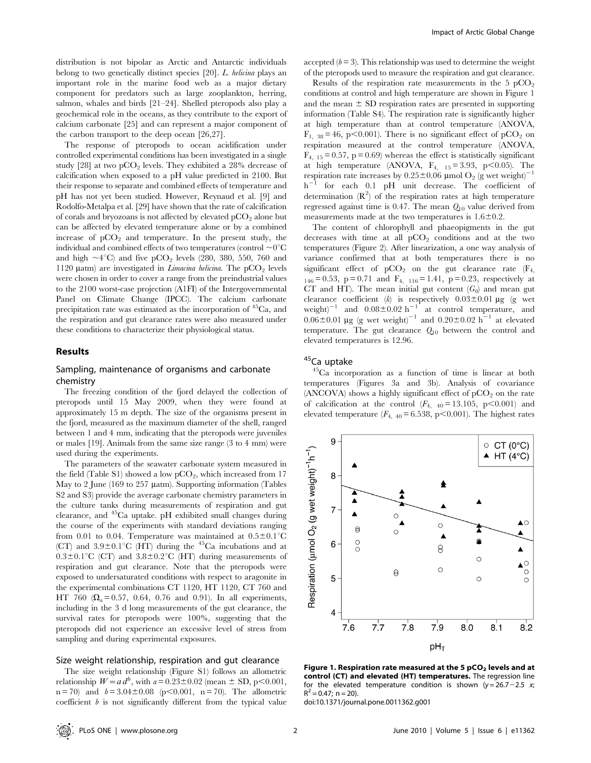distribution is not bipolar as Arctic and Antarctic individuals belong to two genetically distinct species [20]. *L. helicina* plays an important role in the marine food web as a major dietary component for predators such as large zooplankton, herring, salmon, whales and birds [21–24]. Shelled pteropods also play a geochemical role in the oceans, as they contribute to the export of calcium carbonate [25] and can represent a major component of the carbon transport to the deep ocean [26,27].

The response of pteropods to ocean acidification under controlled experimental conditions has been investigated in a single study [28] at two $pCO_2$ levels. They exhibited a 28% decrease of calcification when exposed to a pH value predicted in 2100. But their response to separate and combined effects of temperature and pH has not yet been studied. However, Reynaud et al. [9] and Rodolfo-Metalpa et al. [29] have shown that the rate of calcification of corals and bryozoans is not affected by elevated $pCO_2$ alone but can be affected by elevated temperature alone or by a combined increase of $pCO_2$ and temperature. In the present study, the individual and combined effects of two temperatures (control ~0°C and high ~4°C) and five $pCO_2$ levels (280, 380, 550, 760 and 1120 µatm) are investigated in *Limacina helicina*. The $pCO_2$ levels were chosen in order to cover a range from the preindustrial values to the 2100 worst-case projection (A1FI) of the Intergovernmental Panel on Climate Change (IPCC). The calcium carbonate precipitation rate was estimated as the incorporation of $^{45}Ca$, and the respiration and gut clearance rates were also measured under these conditions to characterize their physiological status.

## Results

### Sampling, maintenance of organisms and carbonate chemistry

The freezing condition of the fjord delayed the collection of pteropods until 15 May 2009, when they were found at approximately 15 m depth. The size of the organisms present in the fjord, measured as the maximum diameter of the shell, ranged between 1 and 4 mm, indicating that the pteropods were juveniles or males [19]. Animals from the same size range (3 to 4 mm) were used during the experiments.

The parameters of the seawater carbonate system measured in the field (Table S1) showed a low $pCO_2$, which increased from 17 May to 2 June (169 to 257 µatm). Supporting information (Tables S2 and S3) provide the average carbonate chemistry parameters in the culture tanks during measurements of respiration and gut clearance, and $^{45}Ca$ uptake. pH exhibited small changes during the course of the experiments with standard deviations ranging from 0.01 to 0.04. Temperature was maintained at 0.5±0.1°C (CT) and 3.9±0.1°C (HT) during the $^{45}Ca$ incubations and at 0.3±0.1°C (CT) and 3.8±0.2°C (HT) during measurements of respiration and gut clearance. Note that the pteropods were exposed to undersaturated conditions with respect to aragonite in the experimental combinations CT 1120, HT 1120, CT 760 and HT 760 ($\Omega_a$ = 0.57, 0.64, 0.76 and 0.91). In all experiments, including in the 3 d long measurements of the gut clearance, the survival rates for pteropods were 100%, suggesting that the pteropods did not experience an excessive level of stress from sampling and during experimental exposures.

### Size weight relationship, respiration and gut clearance

The size weight relationship (Figure S1) follows an allometric relationship $W = a\,d^b$, with $a = 0.23 \pm 0.02$ (mean ± SD, $p<0.001$, n = 70) and $b = 3.04 \pm 0.08$ ($p<0.001$, n = 70). The allometric coefficient $b$ is not significantly different from the typical value accepted ($b = 3$). This relationship was used to determine the weight of the pteropods used to measure the respiration and gut clearance.

Results of the respiration rate measurements in the 5 $pCO_2$ conditions at control and high temperature are shown in Figure 1 and the mean ± SD respiration rates are presented in supporting information (Table S4). The respiration rate is significantly higher at high temperature than at control temperature (ANOVA, $F_{1,\ 38} = 46$, $p<0.001$). There is no significant effect of $pCO_2$ on respiration measured at the control temperature (ANOVA, $F_{4,\ 15} = 0.57$, p = 0.69) whereas the effect is statistically significant at high temperature (ANOVA, $F_{4,\ 15} = 3.93$, $p<0.05$). The respiration rate increases by 0.25±0.06 µmol $O_2$ (g wet weight)$^{-1}$ h$^{-1}$ for each 0.1 pH unit decrease. The coefficient of determination ($R^2$) of the respiration rates at high temperature regressed against time is 0.47. The mean $Q_{10}$ value derived from measurements made at the two temperatures is 1.6±0.2.

The content of chlorophyll and phaeopigments in the gut decreases with time at all $pCO_2$ conditions and at the two temperatures (Figure 2). After linearization, a one way analysis of variance confirmed that at both temperatures there is no significant effect of $pCO_2$ on the gut clearance rate ($F_{4,\ 146} = 0.53$, p = 0.71 and $F_{4,\ 116} = 1.41$, p = 0.23, respectively at CT and HT). The mean initial gut content ($G_0$) and mean gut clearance coefficient ($k$) is respectively 0.03±0.01 µg (g wet weight)$^{-1}$ and 0.08±0.02 h$^{-1}$ at control temperature, and 0.06±0.01 µg (g wet weight)$^{-1}$ and 0.20±0.02 h$^{-1}$ at elevated temperature. The gut clearance $Q_{10}$ between the control and elevated temperatures is 12.96.

### $^{45}Ca$ uptake

$^{45}Ca$ incorporation as a function of time is linear at both temperatures (Figures 3a and 3b). Analysis of covariance (ANCOVA) shows a highly significant effect of $pCO_2$ on the rate of calcification at the control ($F_{4,\ 40} = 13.105$, $p<0.001$) and elevated temperature ($F_{4,\ 40} = 6.538$, $p<0.001$). The highest rates

**Figure 1. Respiration rate measured at the 5 $pCO_2$ levels and at control (CT) and elevated (HT) temperatures.** The regression line for the elevated temperature condition is shown ($y = 26.7 - 2.5\ x$; $R^2 = 0.47$; n = 20).

doi:10.1371/journal.pone.0011362.g001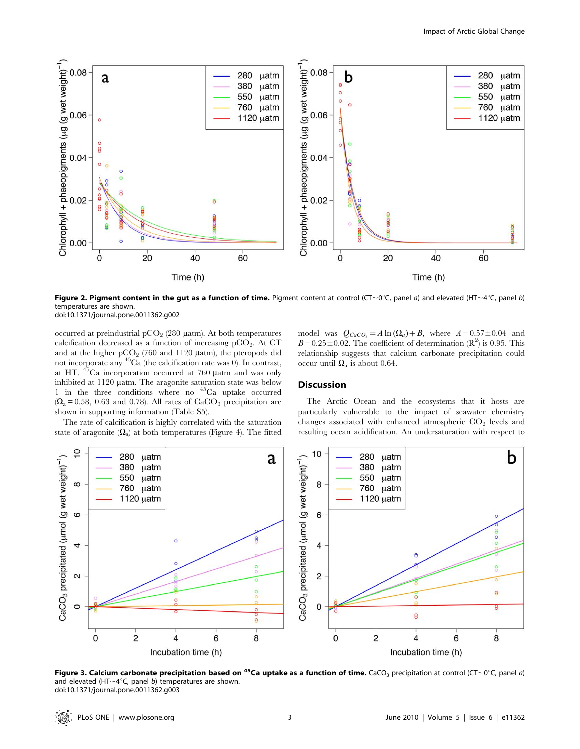Figure 2. **Pigment content in the gut as a function of time.** Pigment content at control (CT~0°C, panel *a*) and elevated (HT~4°C, panel *b*) temperatures are shown.
doi:10.1371/journal.pone.0011362.g002

occurred at preindustrial $pCO_2$ (280 µatm). At both temperatures calcification decreased as a function of increasing $pCO_2$. At CT and at the higher $pCO_2$ (760 and 1120 µatm), the pteropods did not incorporate any $^{45}Ca$ (the calcification rate was 0). In contrast, at HT, $^{45}Ca$ incorporation occurred at 760 µatm and was only inhibited at 1120 µatm. The aragonite saturation state was below 1 in the three conditions where no $^{45}Ca$ uptake occurred ($\Omega_a = 0.58$, 0.63 and 0.78). All rates of $CaCO_3$ precipitation are shown in supporting information (Table S5).

The rate of calcification is highly correlated with the saturation state of aragonite ($\Omega_a$) at both temperatures (Figure 4). The fitted model was $Q_{CaCO_3} = A\ln(\Omega_a) + B$, where $A = 0.57 \pm 0.04$ and $B = 0.25 \pm 0.02$. The coefficient of determination ($R^2$) is 0.95. This relationship suggests that calcium carbonate precipitation could occur until $\Omega_a$ is about 0.64.

## Discussion

The Arctic Ocean and the ecosystems that it hosts are particularly vulnerable to the impact of seawater chemistry changes associated with enhanced atmospheric $CO_2$ levels and resulting ocean acidification. An undersaturation with respect to

Figure 3. **Calcium carbonate precipitation based on $^{45}Ca$ uptake as a function of time.** $CaCO_3$ precipitation at control (CT~0°C, panel *a*) and elevated (HT~4°C, panel *b*) temperatures are shown.
doi:10.1371/journal.pone.0011362.g003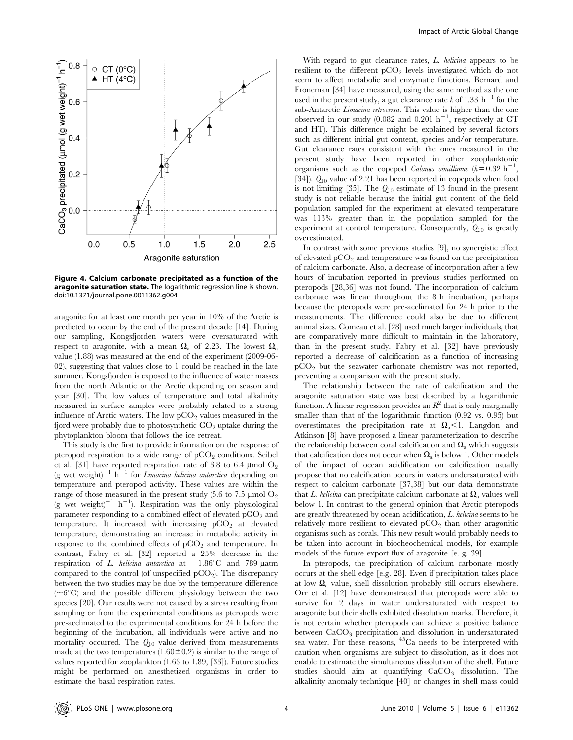**Figure 4. Calcium carbonate precipitated as a function of the aragonite saturation state.** The logarithmic regression line is shown. doi:10.1371/journal.pone.0011362.g004

aragonite for at least one month per year in 10% of the Arctic is predicted to occur by the end of the present decade [14]. During our sampling, Kongsfjorden waters were oversaturated with respect to aragonite, with a mean $\Omega_a$ of 2.23. The lowest $\Omega_a$ value (1.88) was measured at the end of the experiment (2009-06-02), suggesting that values close to 1 could be reached in the late summer. Kongsfjorden is exposed to the influence of water masses from the north Atlantic or the Arctic depending on season and year [30]. The low values of temperature and total alkalinity measured in surface samples were probably related to a strong influence of Arctic waters. The low $pCO_2$ values measured in the fjord were probably due to photosynthetic $CO_2$ uptake during the phytoplankton bloom that follows the ice retreat.

This study is the first to provide information on the response of pteropod respiration to a wide range of $pCO_2$ conditions. Seibel et al. [31] have reported respiration rate of 3.8 to 6.4 µmol $O_2$ (g wet weight)$^{-1}$ h$^{-1}$ for *Limacina helicina antarctica* depending on temperature and pteropod activity. These values are within the range of those measured in the present study (5.6 to 7.5 µmol $O_2$ (g wet weight)$^{-1}$ h$^{-1}$). Respiration was the only physiological parameter responding to a combined effect of elevated $pCO_2$ and temperature. It increased with increasing $pCO_2$ at elevated temperature, demonstrating an increase in metabolic activity in response to the combined effects of $pCO_2$ and temperature. In contrast, Fabry et al. [32] reported a 25% decrease in the respiration of *L. helicina antarctica* at $-1.86$°C and 789 µatm compared to the control (of unspecified $pCO_2$). The discrepancy between the two studies may be due by the temperature difference (~6°C) and the possible different physiology between the two species [20]. Our results were not caused by a stress resulting from sampling or from the experimental conditions as pteropods were pre-acclimated to the experimental conditions for 24 h before the beginning of the incubation, all individuals were active and no mortality occurred. The $Q_{10}$ value derived from measurements made at the two temperatures (1.60±0.2) is similar to the range of values reported for zooplankton (1.63 to 1.89, [33]). Future studies might be performed on anesthetized organisms in order to estimate the basal respiration rates.

With regard to gut clearance rates, *L. helicina* appears to be resilient to the different $pCO_2$ levels investigated which do not seem to affect metabolic and enzymatic functions. Bernard and Froneman [34] have measured, using the same method as the one used in the present study, a gut clearance rate $k$ of 1.33 h$^{-1}$ for the sub-Antarctic *Limacina retroversa*. This value is higher than the one observed in our study (0.082 and 0.201 h$^{-1}$, respectively at CT and HT). This difference might be explained by several factors such as different initial gut content, species and/or temperature. Gut clearance rates consistent with the ones measured in the present study have been reported in other zooplanktonic organisms such as the copepod *Calanus simillimus* ($k$ = 0.32 h$^{-1}$, [34]). $Q_{10}$ value of 2.21 has been reported in copepods when food is not limiting [35]. The $Q_{10}$ estimate of 13 found in the present study is not reliable because the initial gut content of the field population sampled for the experiment at elevated temperature was 113% greater than in the population sampled for the experiment at control temperature. Consequently, $Q_{10}$ is greatly overestimated.

In contrast with some previous studies [9], no synergistic effect of elevated $pCO_2$ and temperature was found on the precipitation of calcium carbonate. Also, a decrease of incorporation after a few hours of incubation reported in previous studies performed on pteropods [28,36] was not found. The incorporation of calcium carbonate was linear throughout the 8 h incubation, perhaps because the pteropods were pre-acclimated for 24 h prior to the measurements. The difference could also be due to different animal sizes. Comeau et al. [28] used much larger individuals, that are comparatively more difficult to maintain in the laboratory, than in the present study. Fabry et al. [32] have previously reported a decrease of calcification as a function of increasing $pCO_2$ but the seawater carbonate chemistry was not reported, preventing a comparison with the present study.

The relationship between the rate of calcification and the aragonite saturation state was best described by a logarithmic function. A linear regression provides an $R^2$ that is only marginally smaller than that of the logarithmic function (0.92 vs. 0.95) but overestimates the precipitation rate at $\Omega_a$<1. Langdon and Atkinson [8] have proposed a linear parameterization to describe the relationship between coral calcification and $\Omega_a$ which suggests that calcification does not occur when $\Omega_a$ is below 1. Other models of the impact of ocean acidification on calcification usually propose that no calcification occurs in waters undersaturated with respect to calcium carbonate [37,38] but our data demonstrate that *L. helicina* can precipitate calcium carbonate at $\Omega_a$ values well below 1. In contrast to the general opinion that Arctic pteropods are greatly threatened by ocean acidification, *L. helicina* seems to be relatively more resilient to elevated $pCO_2$ than other aragonitic organisms such as corals. This new result would probably needs to be taken into account in biocheochemical models, for example models of the future export flux of aragonite [e. g. 39].

In pteropods, the precipitation of calcium carbonate mostly occurs at the shell edge [e.g. 28]. Even if precipitation takes place at low $\Omega_a$ value, shell dissolution probably still occurs elsewhere. Orr et al. [12] have demonstrated that pteropods were able to survive for 2 days in water undersaturated with respect to aragonite but their shells exhibited dissolution marks. Therefore, it is not certain whether pteropods can achieve a positive balance between $CaCO_3$ precipitation and dissolution in undersaturated sea water. For these reasons, $^{45}$Ca needs to be interpreted with caution when organisms are subject to dissolution, as it does not enable to estimate the simultaneous dissolution of the shell. Future studies should aim at quantifying $CaCO_3$ dissolution. The alkalinity anomaly technique [40] or changes in shell mass could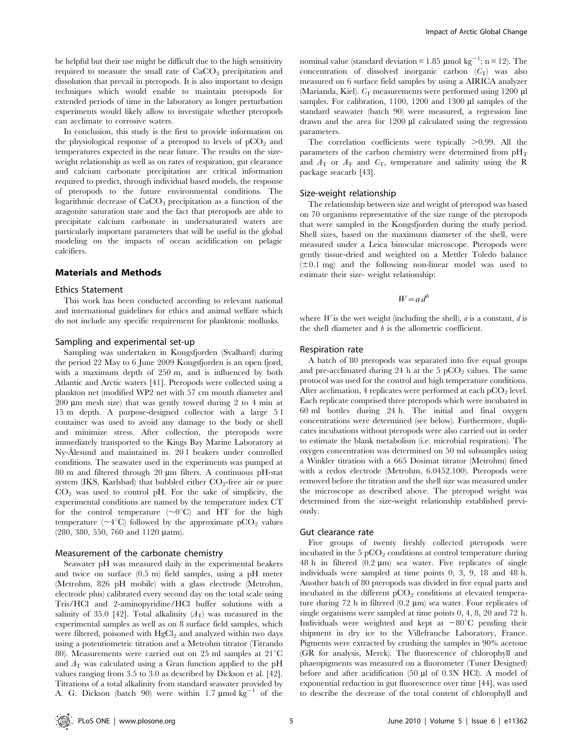be helpful but their use might be difficult due to the high sensitivity required to measure the small rate of $CaCO_3$ precipitation and dissolution that prevail in pteropods. It is also important to design techniques which would enable to maintain pteropods for extended periods of time in the laboratory as longer perturbation experiments would likely allow to investigate whether pteropods can acclimate to corrosive waters.

In conclusion, this study is the first to provide information on the physiological response of a pteropod to levels of $pCO_2$ and temperatures expected in the near future. The results on the size-weight relationship as well as on rates of respiration, gut clearance and calcium carbonate precipitation are critical information required to predict, through individual based models, the response of pteropods to the future environmental conditions. The logarithmic decrease of $CaCO_3$ precipitation as a function of the aragonite saturation state and the fact that pteropods are able to precipitate calcium carbonate in undersaturated waters are particularly important parameters that will be useful in the global modeling on the impacts of ocean acidification on pelagic calcifiers.

## Materials and Methods

### Ethics Statement

This work has been conducted according to relevant national and international guidelines for ethics and animal welfare which do not include any specific requirement for planktonic mollusks.

### Sampling and experimental set-up

Sampling was undertaken in Kongsfjorden (Svalbard) during the period 22 May to 6 June 2009 Kongsfjorden is an open fjord, with a maximum depth of 250 m, and is influenced by both Atlantic and Arctic waters [41]. Pteropods were collected using a plankton net (modified WP2 net with 57 cm mouth diameter and 200 µm mesh size) that was gently towed during 2 to 4 min at 15 m depth. A purpose-designed collector with a large 5 l container was used to avoid any damage to the body or shell and minimize stress. After collection, the pteropods were immediately transported to the Kings Bay Marine Laboratory at Ny-Ålesund and maintained in. 20 l beakers under controlled conditions. The seawater used in the experiments was pumped at 80 m and filtered through 20 µm filters. A continuous pH-stat system (IKS, Karlsbad) that bubbled either $CO_2$-free air or pure $CO_2$ was used to control pH. For the sake of simplicity, the experimental conditions are named by the temperature index CT for the control temperature (~0°C) and HT for the high temperature (~4°C) followed by the approximate $pCO_2$ values (280, 380, 550, 760 and 1120 µatm).

### Measurement of the carbonate chemistry

Seawater pH was measured daily in the experimental beakers and twice on surface (0.5 m) field samples, using a pH meter (Metrohm, 826 pH mobile) with a glass electrode (Metrohm, electrode plus) calibrated every second day on the total scale using Tris/HCl and 2-aminopyridine/HCl buffer solutions with a salinity of 35.0 [42]. Total alkalinity ($A_T$) was measured in the experimental samples as well as on 8 surface field samples, which were filtered, poisoned with $HgCl_2$ and analyzed within two days using a potentiometric titration and a Metrohm titrator (Titrando 80). Measurements were carried out on 25 ml samples at 21°C and $A_T$ was calculated using a Gran function applied to the pH values ranging from 3.5 to 3.0 as described by Dickson et al. [42]. Titrations of a total alkalinity from standard seawater provided by A. G. Dickson (batch 90) were within 1.7 µmol kg$^{-1}$ of the nominal value (standard deviation = 1.85 µmol kg$^{-1}$; n = 12). The concentration of dissolved inorganic carbon ($C_T$) was also measured on 6 surface field samples by using a AIRICA analyzer (Marianda, Kiel). $C_T$ measurements were performed using 1200 µl samples. For calibration, 1100, 1200 and 1300 µl samples of the standard seawater (batch 90) were measured, a regression line drawn and the area for 1200 µl calculated using the regression parameters.

The correlation coefficients were typically >0.99. All the parameters of the carbon chemistry were determined from $pH_T$ and $A_T$ or $A_T$ and $C_T$, temperature and salinity using the R package seacarb [43].

### Size-weight relationship

The relationship between size and weight of pteropod was based on 70 organisms representative of the size range of the pteropods that were sampled in the Kongsfjorden during the study period. Shell sizes, based on the maximum diameter of the shell, were measured under a Leica binocular microscope. Pteropods were gently tissue-dried and weighted on a Mettler Toledo balance (±0.1 mg) and the following non-linear model was used to estimate their size- weight relationship:

$$W = a\,d^b$$

where $W$ is the wet weight (including the shell), $a$ is a constant, $d$ is the shell diameter and $b$ is the allometric coefficient.

### Respiration rate

A batch of 80 pteropods was separated into five equal groups and pre-acclimated during 24 h at the 5 $pCO_2$ values. The same protocol was used for the control and high temperature conditions. After acclimation, 4 replicates were performed at each $pCO_2$ level. Each replicate comprised three pteropods which were incubated in 60 ml bottles during 24 h. The initial and final oxygen concentrations were determined (see below). Furthermore, duplicates incubations without pteropods were also carried out in order to estimate the blank metabolism (i.e. microbial respiration). The oxygen concentration was determined on 50 ml subsamples using a Winkler titration with a 665 Dosimat titrator (Metrohm) fitted with a redox electrode (Metrohm, 6.0452.100). Pteropods were removed before the titration and the shell size was measured under the microscope as described above. The pteropod weight was determined from the size-weight relationship established previously.

### Gut clearance rate

Five groups of twenty freshly collected pteropods were incubated in the 5 $pCO_2$ conditions at control temperature during 48 h in filtered (0.2 µm) sea water. Five replicates of single individuals were sampled at time points 0, 3, 9, 18 and 48 h. Another batch of 80 pteropods was divided in five equal parts and incubated in the different $pCO_2$ conditions at elevated temperature during 72 h in filtered (0.2 µm) sea water. Four replicates of single organisms were sampled at time points 0, 4, 8, 20 and 72 h. Individuals were weighted and kept at −80°C pending their shipment in dry ice to the Villefranche Laboratory, France. Pigments were extracted by crushing the samples in 90% acetone (GR for analysis, Merck). The fluorescence of chlorophyll and phaeopigments was measured on a fluorometer (Tuner Designed) before and after acidification (50 µl of 0.3N HCl). A model of exponential reduction in gut fluorescence over time [44], was used to describe the decrease of the total content of chlorophyll and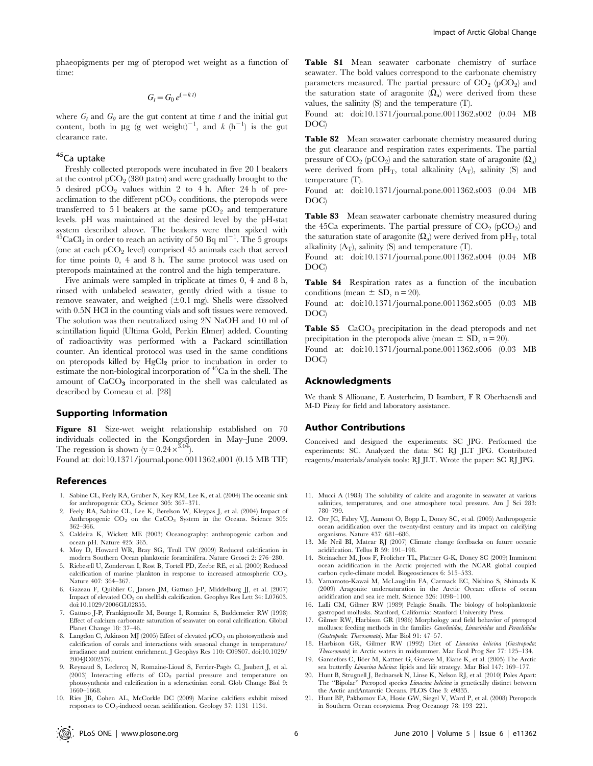phaeopigments per mg of pteropod wet weight as a function of time:

$$G_t = G_0\, e^{(-k\,t)}$$

where $G_t$ and $G_0$ are the gut content at time $t$ and the initial gut content, both in µg (g wet weight)$^{-1}$, and $k$ (h$^{-1}$) is the gut clearance rate.

### $^{45}$Ca uptake

Freshly collected pteropods were incubated in five 20 l beakers at the control $pCO_2$ (380 µatm) and were gradually brought to the 5 desired $pCO_2$ values within 2 to 4 h. After 24 h of pre-acclimation to the different $pCO_2$ conditions, the pteropods were transferred to 5 l beakers at the same $pCO_2$ and temperature levels. pH was maintained at the desired level by the pH-stat system described above. The beakers were then spiked with $^{45}CaCl_2$ in order to reach an activity of 50 Bq ml$^{-1}$. The 5 groups (one at each $pCO_2$ level) comprised 45 animals each that served for time points 0, 4 and 8 h. The same protocol was used on pteropods maintained at the control and the high temperature.

Five animals were sampled in triplicate at times 0, 4 and 8 h, rinsed with unlabeled seawater, gently dried with a tissue to remove seawater, and weighed (±0.1 mg). Shells were dissolved with 0.5N HCl in the counting vials and soft tissues were removed. The solution was then neutralized using 2N NaOH and 10 ml of scintillation liquid (Ultima Gold, Perkin Elmer) added. Counting of radioactivity was performed with a Packard scintillation counter. An identical protocol was used in the same conditions on pteropods killed by $HgCl_2$ prior to incubation in order to estimate the non-biological incorporation of $^{45}$Ca in the shell. The amount of $CaCO_3$ incorporated in the shell was calculated as described by Comeau et al. [28]

## Supporting Information

**Figure S1** Size-wet weight relationship established on 70 individuals collected in the Kongsfjorden in May–June 2009. The regession is shown ($y = 0.24 \times^{3.04}$).

Found at: doi:10.1371/journal.pone.0011362.s001 (0.15 MB TIF)

**Table S1** Mean seawater carbonate chemistry of surface seawater. The bold values correspond to the carbonate chemistry parameters measured. The partial pressure of $CO_2$ ($pCO_2$) and the saturation state of aragonite ($\Omega_a$) were derived from these values, the salinity (S) and the temperature (T).

Found at: doi:10.1371/journal.pone.0011362.s002 (0.04 MB DOC)

**Table S2** Mean seawater carbonate chemistry measured during the gut clearance and respiration rates experiments. The partial pressure of $CO_2$ ($pCO_2$) and the saturation state of aragonite ($\Omega_a$) were derived from $pH_T$, total alkalinity ($A_T$), salinity (S) and temperature (T).

Found at: doi:10.1371/journal.pone.0011362.s003 (0.04 MB DOC)

**Table S3** Mean seawater carbonate chemistry measured during the 45Ca experiments. The partial pressure of $CO_2$ ($pCO_2$) and the saturation state of aragonite ($\Omega_a$) were derived from $pH_T$, total alkalinity ($A_T$), salinity (S) and temperature (T).

Found at: doi:10.1371/journal.pone.0011362.s004 (0.04 MB DOC)

**Table S4** Respiration rates as a function of the incubation conditions (mean ± SD, n = 20).

Found at: doi:10.1371/journal.pone.0011362.s005 (0.03 MB DOC)

**Table S5** $CaCO_3$ precipitation in the dead pteropods and net precipitation in the pteropods alive (mean ± SD, n = 20).

Found at: doi:10.1371/journal.pone.0011362.s006 (0.03 MB DOC)

## Acknowledgments

We thank S Alliouane, E Austerheim, D Isambert, F R Oberhaensli and M-D Pizay for field and laboratory assistance.

## Author Contributions

Conceived and designed the experiments: SC JPG. Performed the experiments: SC. Analyzed the data: SC RJ JLT JPG. Contributed reagents/materials/analysis tools: RJ JLT. Wrote the paper: SC RJ JPG.

## References

1. Sabine CL, Feely RA, Gruber N, Key RM, Lee K, et al. (2004) The oceanic sink for anthropogenic $CO_2$. Science 305: 367–371.
2. Feely RA, Sabine CL, Lee K, Berelson W, Kleypas J, et al. (2004) Impact of Anthropogenic $CO_2$ on the $CaCO_3$ System in the Oceans. Science 305: 362–366.
3. Caldeira K, Wickett ME (2003) Oceanography: anthropogenic carbon and ocean pH. Nature 425: 365.
4. Moy D, Howard WR, Bray SG, Trull TW (2009) Reduced calcification in modern Southern Ocean planktonic foraminifera. Nature Geosci 2: 276–280.
5. Riebesell U, Zondervan I, Rost B, Tortell PD, Zeebe RE, et al. (2000) Reduced calcification of marine plankton in response to increased atmospheric $CO_2$. Nature 407: 364–367.
6. Gazeau F, Quiblier C, Jansen JM, Gattuso J-P, Middelburg JJ, et al. (2007) Impact of elevated $CO_2$ on shellfish calcification. Geophys Res Lett 34: L07603. doi:10.1029/2006GL02855.
7. Gattuso J-P, Frankignoulle M, Bourge I, Romaine S, Buddemeier RW (1998) Effect of calcium carbonate saturation of seawater on coral calcification. Global Planet Change 18: 37–46.
8. Langdon C, Atkinson MJ (2005) Effect of elevated $pCO_2$ on photosynthesis and calcification of corals and interactions with seasonal change in temperature/irradiance and nutrient enrichment. J Geophys Res 110: C09S07. doi:10.1029/2004JC002576.
9. Reynaud S, Leclercq N, Romaine-Lioud S, Ferrier-Pagès C, Jaubert J, et al. (2003) Interacting effects of $CO_2$ partial pressure and temperature on photosynthesis and calcification in a scleractinian coral. Glob Change Biol 9: 1660–1668.
10. Ries JB, Cohen AL, McCorkle DC (2009) Marine calcifiers exhibit mixed responses to $CO_2$-induced ocean acidification. Geology 37: 1131–1134.
11. Mucci A (1983) The solubility of calcite and aragonite in seawater at various salinities, temperatures, and one atmosphere total pressure. Am J Sci 283: 780–799.
12. Orr JC, Fabry VJ, Aumont O, Bopp L, Doney SC, et al. (2005) Anthropogenic ocean acidification over the twenty-first century and its impact on calcifying organisms. Nature 437: 681–686.
13. Mc Neil BI, Matear RJ (2007) Climate change feedbacks on future oceanic acidification. Tellus B 59: 191–198.
14. Steinacher M, Joos F, Frolicher TL, Plattner G-K, Doney SC (2009) Imminent ocean acidification in the Arctic projected with the NCAR global coupled carbon cycle-climate model. Biogeosciences 6: 515–533.
15. Yamamoto-Kawai M, McLaughlin FA, Carmack EC, Nishino S, Shimada K (2009) Aragonite undersaturation in the Arctic Ocean: effects of ocean acidification and sea ice melt. Science 326: 1098–1100.
16. Lalli CM, Gilmer RW (1989) Pelagic Snails. The biology of holoplanktonic gastropod mollusks. Stanford, California: Stanford University Press.
17. Gilmer RW, Harbison GR (1986) Morphology and field behavior of pteropod molluscs: feeding methods in the families *Cavolinidae*, *Limacinidae* and *Peraclididae* (*Gastropoda*: *Thecosomata*). Mar Biol 91: 47–57.
18. Harbison GR, Gilmer RW (1992) Diet of *Limacina helicina* (*Gastropoda*: *Thecosomata*) in Arctic waters in midsummer. Mar Ecol Prog Ser 77: 125–134.
19. Gannefors C, Böer M, Kattner G, Graeve M, Eiane K, et al. (2005) The Arctic sea butterfly *Limacina helicina*: lipids and life strategy. Mar Biol 147: 169–177.
20. Hunt B, Strugnell J, Bednarsek N, Linse K, Nelson RJ, et al. (2010) Poles Apart: The "Bipolar" Pteropod species *Limacina helicina* is genetically distinct between the Arctic andAntarctic Oceans. PLOS One 3: e9835.
21. Hunt BP, Pakhomov EA, Hosie GW, Siegel V, Ward P, et al. (2008) Pteropods in Southern Ocean ecosystems. Prog Oceanogr 78: 193–221.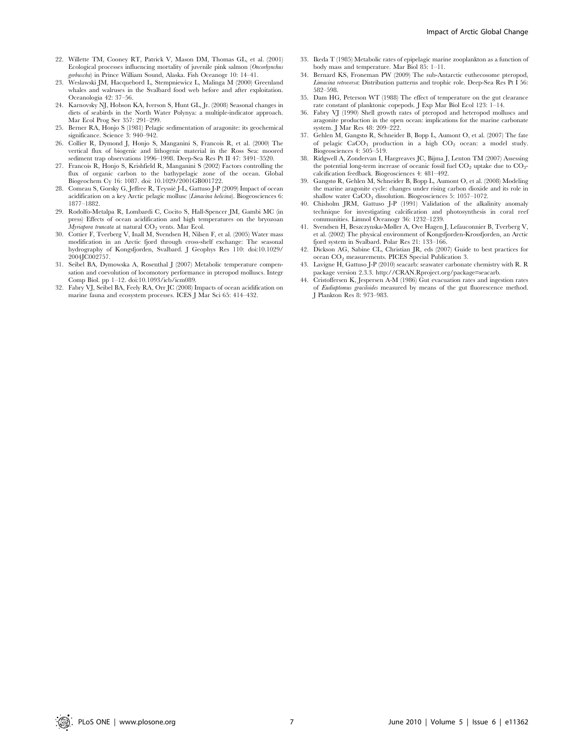22. Willette TM, Cooney RT, Patrick V, Mason DM, Thomas GL, et al. (2001) Ecological processes influencing mortality of juvenile pink salmon (*Oncorhynchus gorbuscha*) in Prince William Sound, Alaska. Fish Oceanogr 10: 14–41.
23. Weslawski JM, Hacquebord L, Stempniewicz L, Malinga M (2000) Greenland whales and walruses in the Svalbard food web before and after exploitation. Oceanologia 42: 37–56.
24. Karnovsky NJ, Hobson KA, Iverson S, Hunt GL, Jr. (2008) Seasonal changes in diets of seabirds in the North Water Polynya: a multiple-indicator approach. Mar Ecol Prog Ser 357: 291–299.
25. Berner RA, Honjo S (1981) Pelagic sedimentation of aragonite: its geochemical significance. Science 3: 940–942.
26. Collier R, Dymond J, Honjo S, Manganini S, Francois R, et al. (2000) The vertical flux of biogenic and lithogenic material in the Ross Sea: moored sediment trap observations 1996–1998. Deep-Sea Res Pt II 47: 3491–3520.
27. Francois R, Honjo S, Krishfield R, Manganini S (2002) Factors controlling the flux of organic carbon to the bathypelagic zone of the ocean. Global Biogeochem Cy 16: 1087. doi: 10.1029/2001GB001722.
28. Comeau S, Gorsky G, Jeffree R, Teyssié J-L, Gattuso J-P (2009) Impact of ocean acidification on a key Arctic pelagic mollusc (*Limacina helicina*). Biogeosciences 6: 1877–1882.
29. Rodolfo-Metalpa R, Lombardi C, Cocito S, Hall-Spencer JM, Gambi MC (in press) Effects of ocean acidification and high temperatures on the bryozoan *Myriapora truncata* at natural $CO_2$ vents. Mar Ecol.
30. Cottier F, Tverberg V, Inall M, Svendsen H, Nilsen F, et al. (2005) Water mass modification in an Arctic fjord through cross-shelf exchange: The seasonal hydrography of Kongsfjorden, Svalbard. J Geophys Res 110: doi:10.1029/2004JC002757.
31. Seibel BA, Dymowska A, Rosenthal J (2007) Metabolic temperature compensation and coevolution of locomotory performance in pteropod molluscs. Integr Comp Biol. pp 1–12. doi:10.1093/icb/icm089.
32. Fabry VJ, Seibel BA, Feely RA, Orr JC (2008) Impacts of ocean acidification on marine fauna and ecosystem processes. ICES J Mar Sci 65: 414–432.
33. Ikeda T (1985) Metabolic rates of epipelagic marine zooplankton as a function of body mass and temperature. Mar Biol 85: 1–11.
34. Bernard KS, Froneman PW (2009) The sub-Antarctic euthecosome pteropod, *Limacina retroversa*: Distribution patterns and trophic role. Deep-Sea Res Pt I 56: 582–598.
35. Dam HG, Peterson WT (1988) The effect of temperature on the gut clearance rate constant of planktonic copepods. J Exp Mar Biol Ecol 123: 1–14.
36. Fabry VJ (1990) Shell growth rates of pteropod and heteropod molluscs and aragonite production in the open ocean: implications for the marine carbonate system. J Mar Res 48: 209–222.
37. Gehlen M, Gangstø R, Schneider B, Bopp L, Aumont O, et al. (2007) The fate of pelagic $CaCO_3$ production in a high $CO_2$ ocean: a model study. Biogeosciences 4: 505–519.
38. Ridgwell A, Zondervan I, Hargreaves JC, Bijma J, Lenton TM (2007) Assessing the potential long-term increase of oceanic fossil fuel $CO_2$ uptake due to $CO_2$-calcification feedback. Biogeosciences 4: 481–492.
39. Gangstø R, Gehlen M, Schneider B, Bopp L, Aumont O, et al. (2008) Modeling the marine aragonite cycle: changes under rising carbon dioxide and its role in shallow water $CaCO_3$ dissolution. Biogeosciences 5: 1057–1072.
40. Chisholm JRM, Gattuso J-P (1991) Validation of the alkalinity anomaly technique for investigating calcification and photosynthesis in coral reef communities. Limnol Oceanogr 36: 1232–1239.
41. Svendsen H, Beszczynska-Møller A, Ove Hagen J, Lefauconnier B, Tverberg V, et al. (2002) The physical environment of Kongsfjorden-Krossfjorden, an Arctic fjord system in Svalbard. Polar Res 21: 133–166.
42. Dickson AG, Sabine CL, Christian JR, eds (2007) Guide to best practices for ocean $CO_2$ measurements. PICES Special Publication 3.
43. Lavigne H, Gattuso J-P (2010) seacarb: seawater carbonate chemistry with R. R package version 2.3.3. http://CRAN.Rproject.org/package=seacarb.
44. Cristoffersen K, Jespersen A-M (1986) Gut evacuation rates and ingestion rates of *Eudiaptomus graciloides* measured by means of the gut fluorescence method. J Plankton Res 8: 973–983.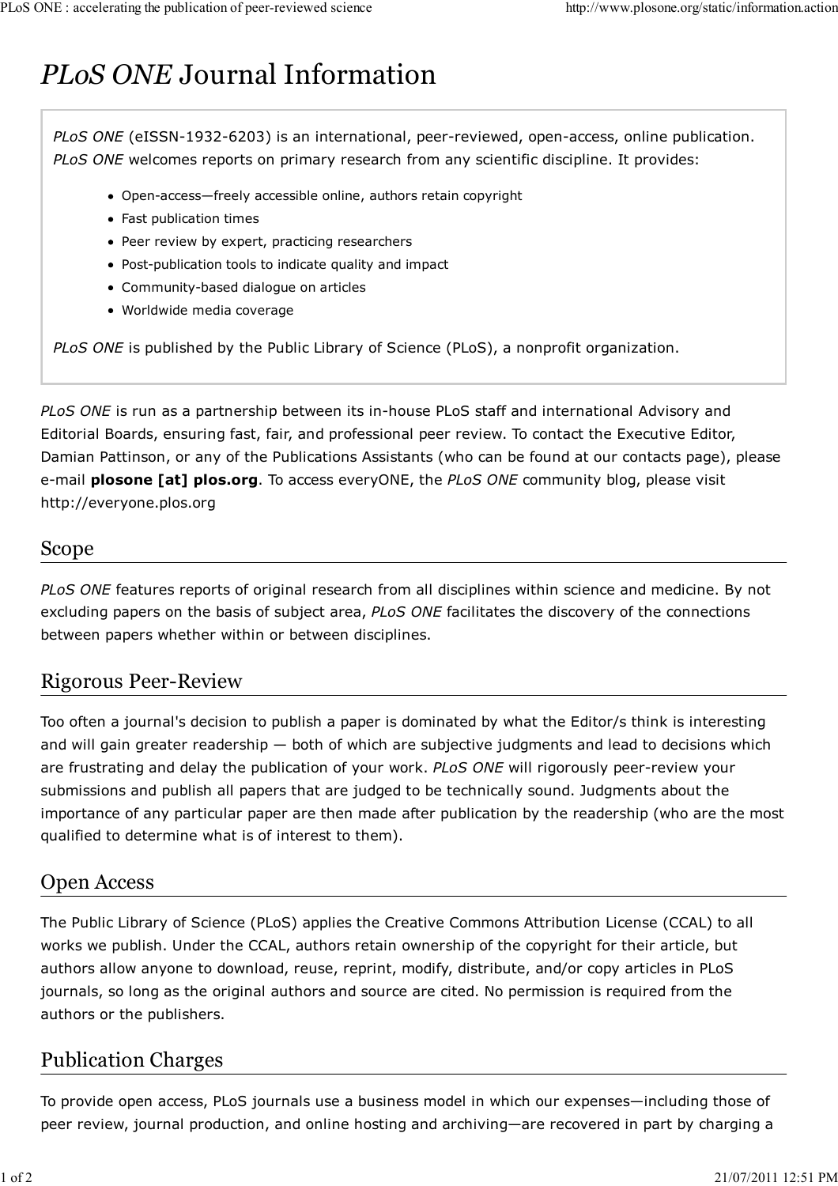# *PLoS ONE* Journal Information

*PLoS ONE* (eISSN-1932-6203) is an international, peer-reviewed, open-access, online publication. *PLoS ONE* welcomes reports on primary research from any scientific discipline. It provides:

- Open-access—freely accessible online, authors retain copyright
- Fast publication times
- Peer review by expert, practicing researchers
- Post-publication tools to indicate quality and impact
- Community-based dialogue on articles
- Worldwide media coverage

*PLoS ONE* is published by the Public Library of Science (PLoS), a nonprofit organization.

*PLoS ONE* is run as a partnership between its in-house PLoS staff and international Advisory and Editorial Boards, ensuring fast, fair, and professional peer review. To contact the Executive Editor, Damian Pattinson, or any of the Publications Assistants (who can be found at our contacts page), please e-mail **plosone [at] plos.org**. To access everyONE, the *PLoS ONE* community blog, please visit http://everyone.plos.org

## Scope

*PLoS ONE* features reports of original research from all disciplines within science and medicine. By not excluding papers on the basis of subject area, *PLoS ONE* facilitates the discovery of the connections between papers whether within or between disciplines.

## Rigorous Peer-Review

Too often a journal's decision to publish a paper is dominated by what the Editor/s think is interesting and will gain greater readership — both of which are subjective judgments and lead to decisions which are frustrating and delay the publication of your work. *PLoS ONE* will rigorously peer-review your submissions and publish all papers that are judged to be technically sound. Judgments about the importance of any particular paper are then made after publication by the readership (who are the most qualified to determine what is of interest to them).

## Open Access

The Public Library of Science (PLoS) applies the Creative Commons Attribution License (CCAL) to all works we publish. Under the CCAL, authors retain ownership of the copyright for their article, but authors allow anyone to download, reuse, reprint, modify, distribute, and/or copy articles in PLoS journals, so long as the original authors and source are cited. No permission is required from the authors or the publishers.

## Publication Charges

To provide open access, PLoS journals use a business model in which our expenses—including those of peer review, journal production, and online hosting and archiving—are recovered in part by charging a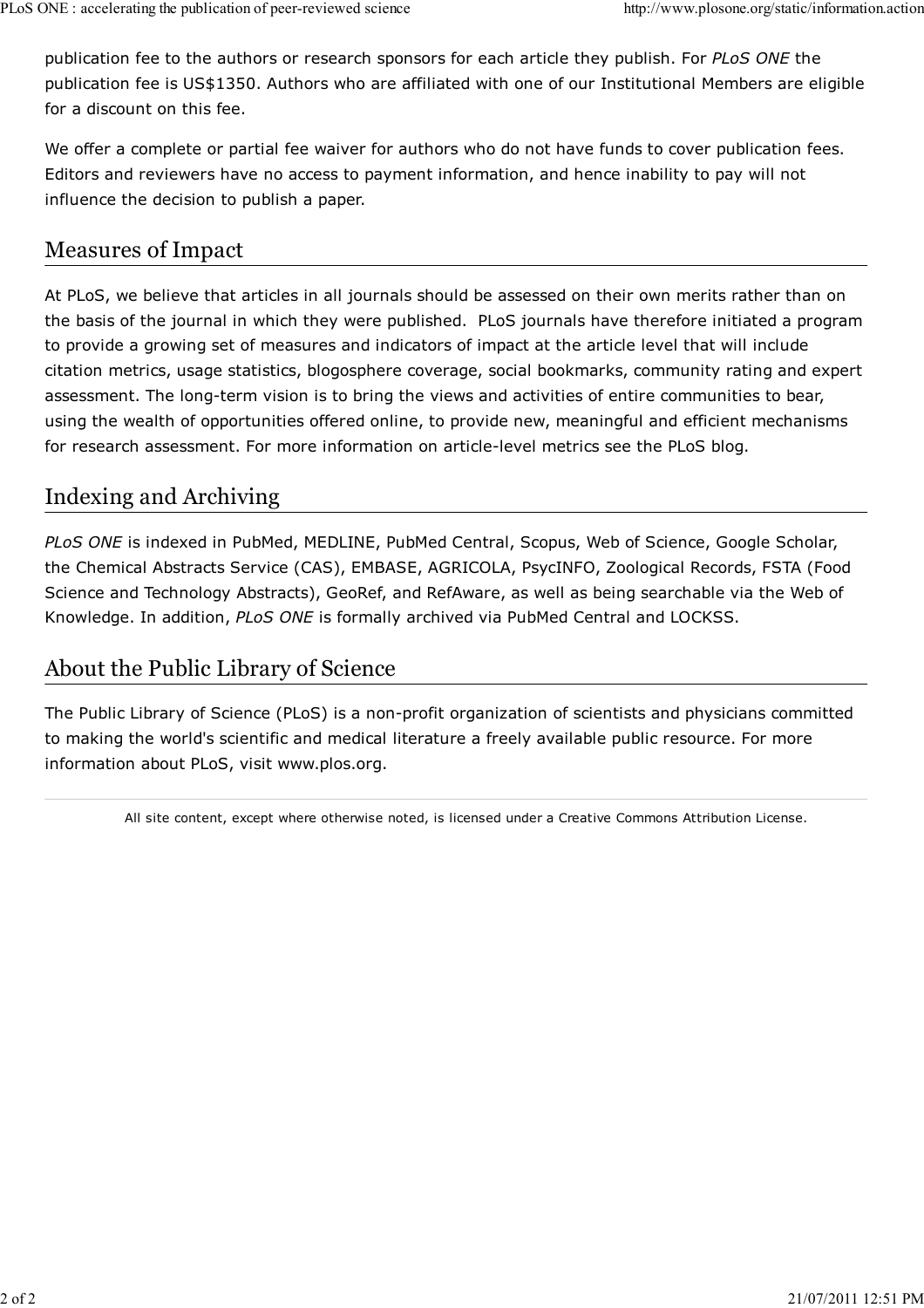publication fee to the authors or research sponsors for each article they publish. For *PLoS ONE* the publication fee is US$1350. Authors who are affiliated with one of our Institutional Members are eligible for a discount on this fee.

We offer a complete or partial fee waiver for authors who do not have funds to cover publication fees. Editors and reviewers have no access to payment information, and hence inability to pay will not influence the decision to publish a paper.

## Measures of Impact

At PLoS, we believe that articles in all journals should be assessed on their own merits rather than on the basis of the journal in which they were published. PLoS journals have therefore initiated a program to provide a growing set of measures and indicators of impact at the article level that will include citation metrics, usage statistics, blogosphere coverage, social bookmarks, community rating and expert assessment. The long-term vision is to bring the views and activities of entire communities to bear, using the wealth of opportunities offered online, to provide new, meaningful and efficient mechanisms for research assessment. For more information on article-level metrics see the PLoS blog.

## Indexing and Archiving

*PLoS ONE* is indexed in PubMed, MEDLINE, PubMed Central, Scopus, Web of Science, Google Scholar, the Chemical Abstracts Service (CAS), EMBASE, AGRICOLA, PsycINFO, Zoological Records, FSTA (Food Science and Technology Abstracts), GeoRef, and RefAware, as well as being searchable via the Web of Knowledge. In addition, *PLoS ONE* is formally archived via PubMed Central and LOCKSS.

## About the Public Library of Science

The Public Library of Science (PLoS) is a non-profit organization of scientists and physicians committed to making the world's scientific and medical literature a freely available public resource. For more information about PLoS, visit www.plos.org.

All site content, except where otherwise noted, is licensed under a Creative Commons Attribution License.